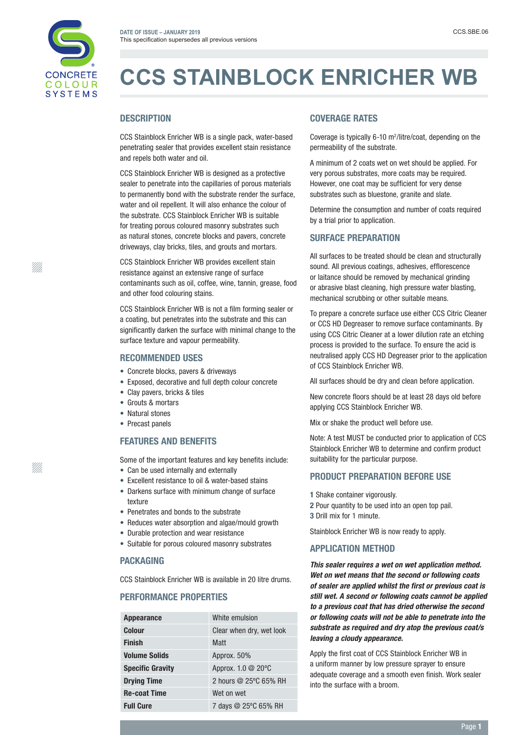DATE OF ISSUE – JANUARY 2019
This specification supersedes all previous versions

CCS.SBE.06

# CCS STAINBLOCK ENRICHER WB

## DESCRIPTION

CCS Stainblock Enricher WB is a single pack, water-based penetrating sealer that provides excellent stain resistance and repels both water and oil.

CCS Stainblock Enricher WB is designed as a protective sealer to penetrate into the capillaries of porous materials to permanently bond with the substrate render the surface, water and oil repellent. It will also enhance the colour of the substrate. CCS Stainblock Enricher WB is suitable for treating porous coloured masonry substrates such as natural stones, concrete blocks and pavers, concrete driveways, clay bricks, tiles, and grouts and mortars.

CCS Stainblock Enricher WB provides excellent stain resistance against an extensive range of surface contaminants such as oil, coffee, wine, tannin, grease, food and other food colouring stains.

CCS Stainblock Enricher WB is not a film forming sealer or a coating, but penetrates into the substrate and this can significantly darken the surface with minimal change to the surface texture and vapour permeability.

## RECOMMENDED USES

- Concrete blocks, pavers & driveways
- Exposed, decorative and full depth colour concrete
- Clay pavers, bricks & tiles
- Grouts & mortars
- Natural stones
- Precast panels

## FEATURES AND BENEFITS

Some of the important features and key benefits include:

- Can be used internally and externally
- Excellent resistance to oil & water-based stains
- Darkens surface with minimum change of surface texture
- Penetrates and bonds to the substrate
- Reduces water absorption and algae/mould growth
- Durable protection and wear resistance
- Suitable for porous coloured masonry substrates

## PACKAGING

CCS Stainblock Enricher WB is available in 20 litre drums.

## PERFORMANCE PROPERTIES

| | |
|---|---|
| **Appearance** | White emulsion |
| **Colour** | Clear when dry, wet look |
| **Finish** | Matt |
| **Volume Solids** | Approx. 50% |
| **Specific Gravity** | Approx. 1.0 @ 20°C |
| **Drying Time** | 2 hours @ 25°C 65% RH |
| **Re-coat Time** | Wet on wet |
| **Full Cure** | 7 days @ 25°C 65% RH |

## COVERAGE RATES

Coverage is typically 6-10 m²/litre/coat, depending on the permeability of the substrate.

A minimum of 2 coats wet on wet should be applied. For very porous substrates, more coats may be required. However, one coat may be sufficient for very dense substrates such as bluestone, granite and slate.

Determine the consumption and number of coats required by a trial prior to application.

## SURFACE PREPARATION

All surfaces to be treated should be clean and structurally sound. All previous coatings, adhesives, efflorescence or laitance should be removed by mechanical grinding or abrasive blast cleaning, high pressure water blasting, mechanical scrubbing or other suitable means.

To prepare a concrete surface use either CCS Citric Cleaner or CCS HD Degreaser to remove surface contaminants. By using CCS Citric Cleaner at a lower dilution rate an etching process is provided to the surface. To ensure the acid is neutralised apply CCS HD Degreaser prior to the application of CCS Stainblock Enricher WB.

All surfaces should be dry and clean before application.

New concrete floors should be at least 28 days old before applying CCS Stainblock Enricher WB.

Mix or shake the product well before use.

Note: A test MUST be conducted prior to application of CCS Stainblock Enricher WB to determine and confirm product suitability for the particular purpose.

## PRODUCT PREPARATION BEFORE USE

1 Shake container vigorously.
2 Pour quantity to be used into an open top pail.
3 Drill mix for 1 minute.

Stainblock Enricher WB is now ready to apply.

## APPLICATION METHOD

***This sealer requires a wet on wet application method. Wet on wet means that the second or following coats of sealer are applied whilst the first or previous coat is still wet. A second or following coats cannot be applied to a previous coat that has dried otherwise the second or following coats will not be able to penetrate into the substrate as required and dry atop the previous coat/s leaving a cloudy appearance.***

Apply the first coat of CCS Stainblock Enricher WB in a uniform manner by low pressure sprayer to ensure adequate coverage and a smooth even finish. Work sealer into the surface with a broom.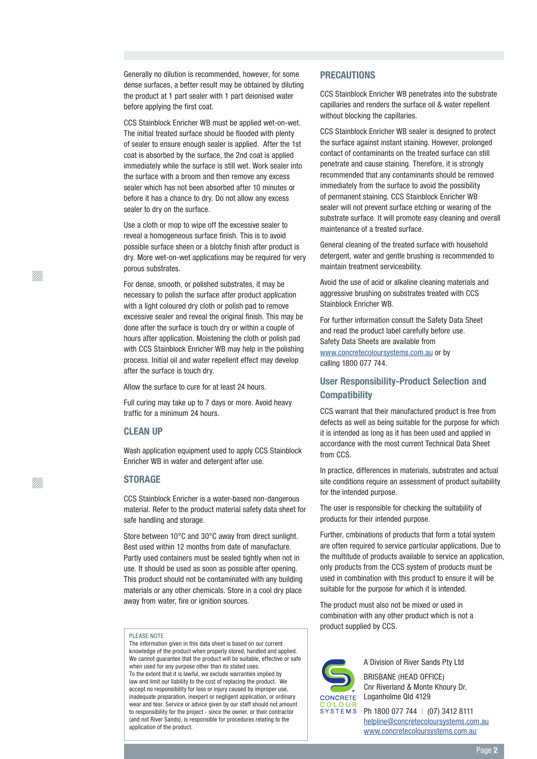Generally no dilution is recommended, however, for some dense surfaces, a better result may be obtained by diluting the product at 1 part sealer with 1 part deionised water before applying the first coat.

CCS Stainblock Enricher WB must be applied wet-on-wet. The initial treated surface should be flooded with plenty of sealer to ensure enough sealer is applied. After the 1st coat is absorbed by the surface, the 2nd coat is applied immediately while the surface is still wet. Work sealer into the surface with a broom and then remove any excess sealer which has not been absorbed after 10 minutes or before it has a chance to dry. Do not allow any excess sealer to dry on the surface.

Use a cloth or mop to wipe off the excessive sealer to reveal a homogeneous surface finish. This is to avoid possible surface sheen or a blotchy finish after product is dry. More wet-on-wet applications may be required for very porous substrates.

For dense, smooth, or polished substrates, it may be necessary to polish the surface after product application with a light coloured dry cloth or polish pad to remove excessive sealer and reveal the original finish. This may be done after the surface is touch dry or within a couple of hours after application. Moistening the cloth or polish pad with CCS Stainblock Enricher WB may help in the polishing process. Initial oil and water repellent effect may develop after the surface is touch dry.

Allow the surface to cure for at least 24 hours.

Full curing may take up to 7 days or more. Avoid heavy traffic for a minimum 24 hours.

## CLEAN UP

Wash application equipment used to apply CCS Stainblock Enricher WB in water and detergent after use.

## STORAGE

CCS Stainblock Enricher is a water-based non-dangerous material. Refer to the product material safety data sheet for safe handling and storage.

Store between 10°C and 30°C away from direct sunlight. Best used within 12 months from date of manufacture. Partly used containers must be sealed tightly when not in use. It should be used as soon as possible after opening. This product should not be contaminated with any building materials or any other chemicals. Store in a cool dry place away from water, fire or ignition sources.

PLEASE NOTE

The information given in this data sheet is based on our current knowledge of the product when properly stored, handled and applied. We cannot guarantee that the product will be suitable, effective or safe when used for any purpose other than its stated uses.
To the extent that it is lawful, we exclude warranties implied by law and limit our liability to the cost of replacing the product. We accept no responsibility for loss or injury caused by improper use, inadequate preparation, inexpert or negligent application, or ordinary wear and tear. Service or advice given by our staff should not amount to responsibility for the project - since the owner, or their contractor (and not River Sands), is responsible for procedures relating to the application of the product.

## PRECAUTIONS

CCS Stainblock Enricher WB penetrates into the substrate capillaries and renders the surface oil & water repellent without blocking the capillaries.

CCS Stainblock Enricher WB sealer is designed to protect the surface against instant staining. However, prolonged contact of contaminants on the treated surface can still penetrate and cause staining. Therefore, it is strongly recommended that any contaminants should be removed immediately from the surface to avoid the possibility of permanent staining. CCS Stainblock Enricher WB sealer will not prevent surface etching or wearing of the substrate surface. It will promote easy cleaning and overall maintenance of a treated surface.

General cleaning of the treated surface with household detergent, water and gentle brushing is recommended to maintain treatment serviceability.

Avoid the use of acid or alkaline cleaning materials and aggressive brushing on substrates treated with CCS Stainblock Enricher WB.

For further information consult the Safety Data Sheet and read the product label carefully before use. Safety Data Sheets are available from www.concretecoloursystems.com.au or by calling 1800 077 744.

## User Responsibility-Product Selection and Compatibility

CCS warrant that their manufactured product is free from defects as well as being suitable for the purpose for which it is intended as long as it has been used and applied in accordance with the most current Technical Data Sheet from CCS.

In practice, differences in materials, substrates and actual site conditions require an assessment of product suitability for the intended purpose.

The user is responsible for checking the suitability of products for their intended purpose.

Further, cmbinations of products that form a total system are often required to service particular applications. Due to the multitude of products available to service an application, only products from the CCS system of products must be used in combination with this product to ensure it will be suitable for the purpose for which it is intended.

The product must also not be mixed or used in combination with any other product which is not a product supplied by CCS.

CONCRETE COLOUR SYSTEMS

A Division of River Sands Pty Ltd

BRISBANE (HEAD OFFICE)
Cnr Riverland & Monte Khoury Dr,
Loganholme Qld 4129

Ph 1800 077 744 | (07) 3412 8111
helpline@concretecoloursystems.com.au
www.concretecoloursystems.com.au